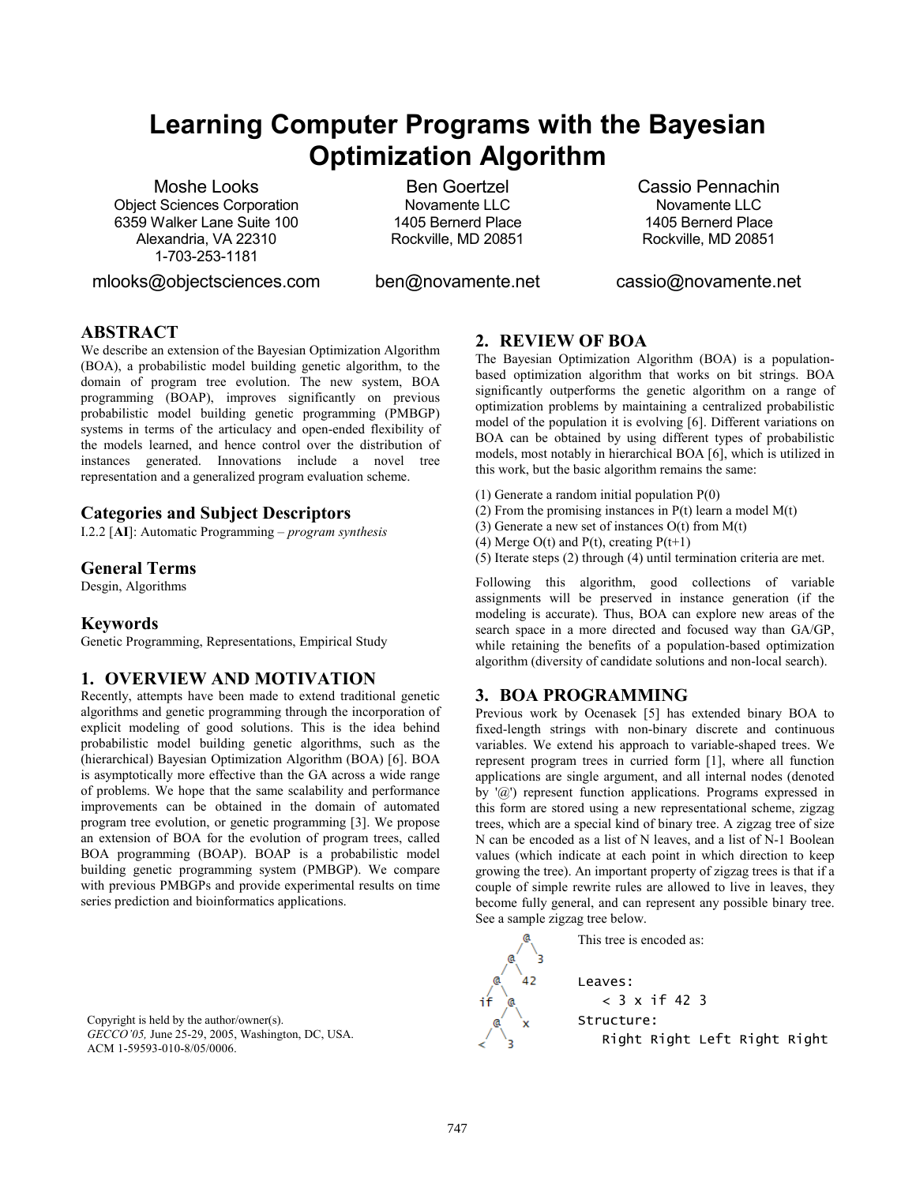# Learning Computer Programs with the Bayesian Optimization Algorithm

Moshe Looks
Object Sciences Corporation
6359 Walker Lane Suite 100
Alexandria, VA 22310
1-703-253-1181
mlooks@objectsciences.com

Ben Goertzel
Novamente LLC
1405 Bernerd Place
Rockville, MD 20851
ben@novamente.net

Cassio Pennachin
Novamente LLC
1405 Bernerd Place
Rockville, MD 20851
cassio@novamente.net

## ABSTRACT

We describe an extension of the Bayesian Optimization Algorithm (BOA), a probabilistic model building genetic algorithm, to the domain of program tree evolution. The new system, BOA programming (BOAP), improves significantly on previous probabilistic model building genetic programming (PMBGP) systems in terms of the articulacy and open-ended flexibility of the models learned, and hence control over the distribution of instances generated. Innovations include a novel tree representation and a generalized program evaluation scheme.

### Categories and Subject Descriptors

I.2.2 [**AI**]: Automatic Programming – *program synthesis*

### General Terms

Desgin, Algorithms

### Keywords

Genetic Programming, Representations, Empirical Study

## 1. OVERVIEW AND MOTIVATION

Recently, attempts have been made to extend traditional genetic algorithms and genetic programming through the incorporation of explicit modeling of good solutions. This is the idea behind probabilistic model building genetic algorithms, such as the (hierarchical) Bayesian Optimization Algorithm (BOA) [6]. BOA is asymptotically more effective than the GA across a wide range of problems. We hope that the same scalability and performance improvements can be obtained in the domain of automated program tree evolution, or genetic programming [3]. We propose an extension of BOA for the evolution of program trees, called BOA programming (BOAP). BOAP is a probabilistic model building genetic programming system (PMBGP). We compare with previous PMBGPs and provide experimental results on time series prediction and bioinformatics applications.

Copyright is held by the author/owner(s).
*GECCO'05,* June 25-29, 2005, Washington, DC, USA.
ACM 1-59593-010-8/05/0006.

## 2. REVIEW OF BOA

The Bayesian Optimization Algorithm (BOA) is a population-based optimization algorithm that works on bit strings. BOA significantly outperforms the genetic algorithm on a range of optimization problems by maintaining a centralized probabilistic model of the population it is evolving [6]. Different variations on BOA can be obtained by using different types of probabilistic models, most notably in hierarchical BOA [6], which is utilized in this work, but the basic algorithm remains the same:

(1) Generate a random initial population P(0)
(2) From the promising instances in P(t) learn a model M(t)
(3) Generate a new set of instances O(t) from M(t)
(4) Merge O(t) and P(t), creating P(t+1)
(5) Iterate steps (2) through (4) until termination criteria are met.

Following this algorithm, good collections of variable assignments will be preserved in instance generation (if the modeling is accurate). Thus, BOA can explore new areas of the search space in a more directed and focused way than GA/GP, while retaining the benefits of a population-based optimization algorithm (diversity of candidate solutions and non-local search).

## 3. BOA PROGRAMMING

Previous work by Ocenasek [5] has extended binary BOA to fixed-length strings with non-binary discrete and continuous variables. We extend his approach to variable-shaped trees. We represent program trees in curried form [1], where all function applications are single argument, and all internal nodes (denoted by '@') represent function applications. Programs expressed in this form are stored using a new representational scheme, zigzag trees, which are a special kind of binary tree. A zigzag tree of size N can be encoded as a list of N leaves, and a list of N-1 Boolean values (which indicate at each point in which direction to keep growing the tree). An important property of zigzag trees is that if a couple of simple rewrite rules are allowed to live in leaves, they become fully general, and can represent any possible binary tree. See a sample zigzag tree below.

This tree is encoded as:

```
Leaves:
   < 3 x if 42 3
Structure:
   Right Right Left Right Right
```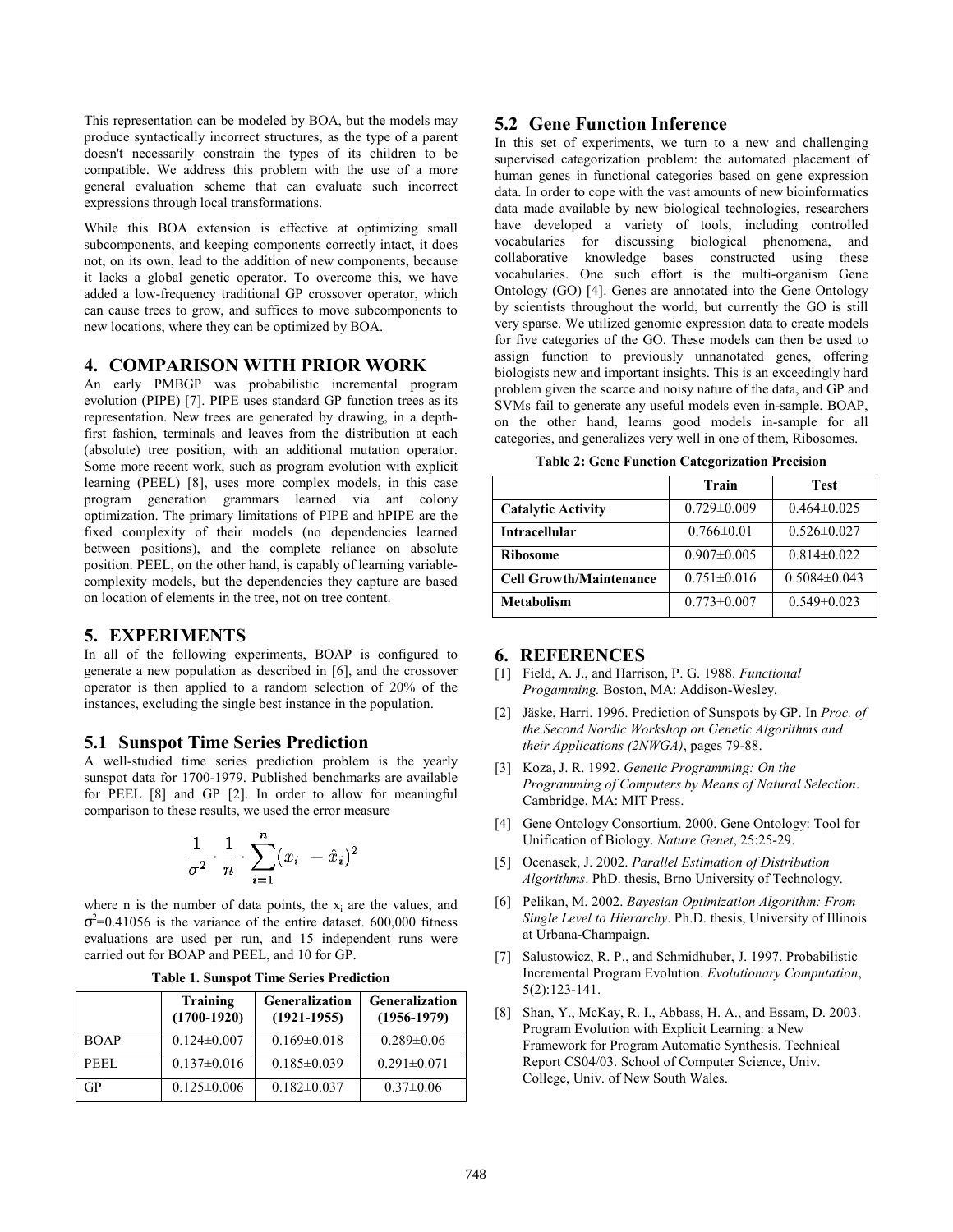This representation can be modeled by BOA, but the models may produce syntactically incorrect structures, as the type of a parent doesn't necessarily constrain the types of its children to be compatible. We address this problem with the use of a more general evaluation scheme that can evaluate such incorrect expressions through local transformations.

While this BOA extension is effective at optimizing small subcomponents, and keeping components correctly intact, it does not, on its own, lead to the addition of new components, because it lacks a global genetic operator. To overcome this, we have added a low-frequency traditional GP crossover operator, which can cause trees to grow, and suffices to move subcomponents to new locations, where they can be optimized by BOA.

## 4. COMPARISON WITH PRIOR WORK

An early PMBGP was probabilistic incremental program evolution (PIPE) [7]. PIPE uses standard GP function trees as its representation. New trees are generated by drawing, in a depth-first fashion, terminals and leaves from the distribution at each (absolute) tree position, with an additional mutation operator. Some more recent work, such as program evolution with explicit learning (PEEL) [8], uses more complex models, in this case program generation grammars learned via ant colony optimization. The primary limitations of PIPE and hPIPE are the fixed complexity of their models (no dependencies learned between positions), and the complete reliance on absolute position. PEEL, on the other hand, is capable of learning variable-complexity models, but the dependencies they capture are based on location of elements in the tree, not on tree content.

## 5. EXPERIMENTS

In all of the following experiments, BOAP is configured to generate a new population as described in [6], and the crossover operator is then applied to a random selection of 20% of the instances, excluding the single best instance in the population.

### 5.1 Sunspot Time Series Prediction

A well-studied time series prediction problem is the yearly sunspot data for 1700-1979. Published benchmarks are available for PEEL [8] and GP [2]. In order to allow for meaningful comparison to these results, we used the error measure

$$\frac{1}{\sigma^2} \cdot \frac{1}{n} \cdot \sum_{i=1}^{n} (x_i - \hat{x}_i)^2$$

where n is the number of data points, the $x_i$ are the values, and $\sigma^2$=0.41056 is the variance of the entire dataset. 600,000 fitness evaluations are used per run, and 15 independent runs were carried out for BOAP and PEEL, and 10 for GP.

**Table 1. Sunspot Time Series Prediction**

| | Training (1700-1920) | Generalization (1921-1955) | Generalization (1956-1979) |
|---|---|---|---|
| BOAP | 0.124±0.007 | 0.169±0.018 | 0.289±0.06 |
| PEEL | 0.137±0.016 | 0.185±0.039 | 0.291±0.071 |
| GP | 0.125±0.006 | 0.182±0.037 | 0.37±0.06 |

### 5.2 Gene Function Inference

In this set of experiments, we turn to a new and challenging supervised categorization problem: the automated placement of human genes in functional categories based on gene expression data. In order to cope with the vast amounts of new bioinformatics data made available by new biological technologies, researchers have developed a variety of tools, including controlled vocabularies for discussing biological phenomena, and collaborative knowledge bases constructed using these vocabularies. One such effort is the multi-organism Gene Ontology (GO) [4]. Genes are annotated into the Gene Ontology by scientists throughout the world, but currently the GO is still very sparse. We utilized genomic expression data to create models for five categories of the GO. These models can then be used to assign function to previously unnanotated genes, offering biologists new and important insights. This is an exceedingly hard problem given the scarce and noisy nature of the data, and GP and SVMs fail to generate any useful models even in-sample. BOAP, on the other hand, learns good models in-sample for all categories, and generalizes very well in one of them, Ribosomes.

**Table 2: Gene Function Categorization Precision**

| | Train | Test |
|---|---|---|
| **Catalytic Activity** | 0.729±0.009 | 0.464±0.025 |
| **Intracellular** | 0.766±0.01 | 0.526±0.027 |
| **Ribosome** | 0.907±0.005 | 0.814±0.022 |
| **Cell Growth/Maintenance** | 0.751±0.016 | 0.5084±0.043 |
| **Metabolism** | 0.773±0.007 | 0.549±0.023 |

## 6. REFERENCES

[1] Field, A. J., and Harrison, P. G. 1988. *Functional Progamming.* Boston, MA: Addison-Wesley.

[2] Jäske, Harri. 1996. Prediction of Sunspots by GP. In *Proc. of the Second Nordic Workshop on Genetic Algorithms and their Applications (2NWGA)*, pages 79-88.

[3] Koza, J. R. 1992. *Genetic Programming: On the Programming of Computers by Means of Natural Selection*. Cambridge, MA: MIT Press.

[4] Gene Ontology Consortium. 2000. Gene Ontology: Tool for Unification of Biology. *Nature Genet*, 25:25-29.

[5] Ocenasek, J. 2002. *Parallel Estimation of Distribution Algorithms*. PhD. thesis, Brno University of Technology.

[6] Pelikan, M. 2002. *Bayesian Optimization Algorithm: From Single Level to Hierarchy*. Ph.D. thesis, University of Illinois at Urbana-Champaign.

[7] Salustowicz, R. P., and Schmidhuber, J. 1997. Probabilistic Incremental Program Evolution. *Evolutionary Computation*, 5(2):123-141.

[8] Shan, Y., McKay, R. I., Abbass, H. A., and Essam, D. 2003. Program Evolution with Explicit Learning: a New Framework for Program Automatic Synthesis. Technical Report CS04/03. School of Computer Science, Univ. College, Univ. of New South Wales.